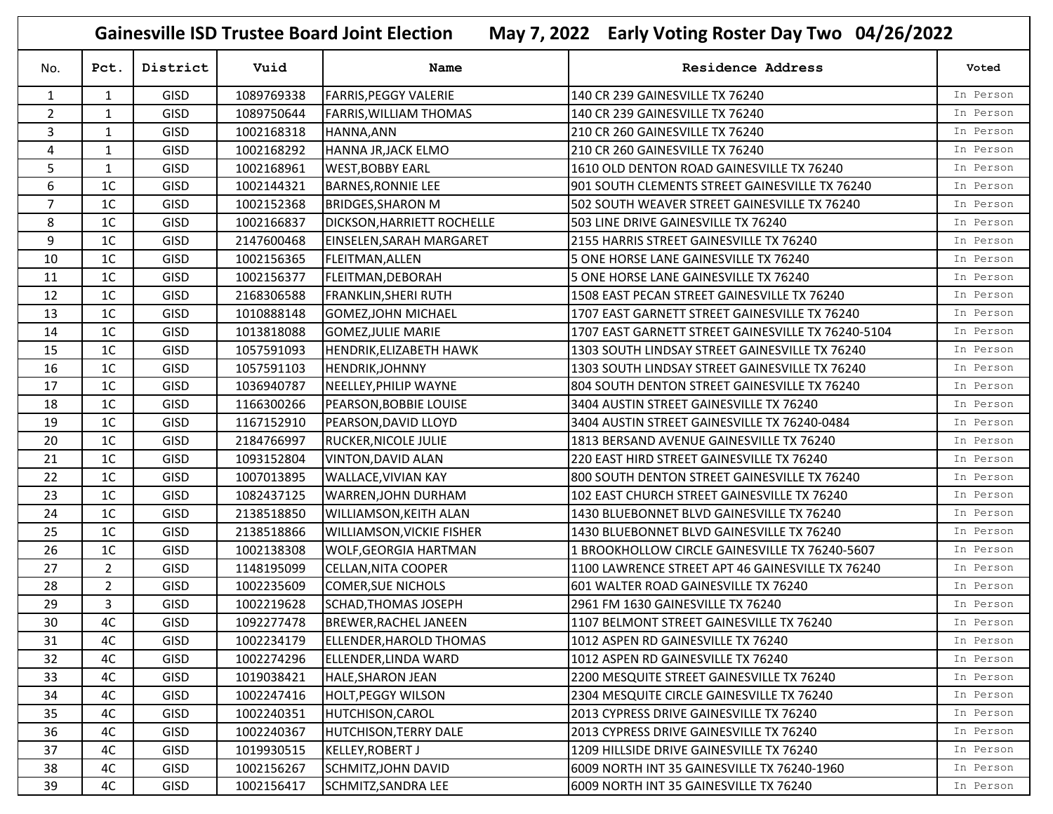# Gainesville ISD Trustee Board Joint Election May 7, 2022 Early Voting Roster Day Two 04/26/2022

| No. | Pct. | District | Vuid | Name | Residence Address | Voted |
|---|---|---|---|---|---|---|
| 1 | 1 | GISD | 1089769338 | FARRIS,PEGGY VALERIE | 140 CR 239 GAINESVILLE TX 76240 | In Person |
| 2 | 1 | GISD | 1089750644 | FARRIS,WILLIAM THOMAS | 140 CR 239 GAINESVILLE TX 76240 | In Person |
| 3 | 1 | GISD | 1002168318 | HANNA,ANN | 210 CR 260 GAINESVILLE TX 76240 | In Person |
| 4 | 1 | GISD | 1002168292 | HANNA JR,JACK ELMO | 210 CR 260 GAINESVILLE TX 76240 | In Person |
| 5 | 1 | GISD | 1002168961 | WEST,BOBBY EARL | 1610 OLD DENTON ROAD GAINESVILLE TX 76240 | In Person |
| 6 | 1C | GISD | 1002144321 | BARNES,RONNIE LEE | 901 SOUTH CLEMENTS STREET GAINESVILLE TX 76240 | In Person |
| 7 | 1C | GISD | 1002152368 | BRIDGES,SHARON M | 502 SOUTH WEAVER STREET GAINESVILLE TX 76240 | In Person |
| 8 | 1C | GISD | 1002166837 | DICKSON,HARRIETT ROCHELLE | 503 LINE DRIVE GAINESVILLE TX 76240 | In Person |
| 9 | 1C | GISD | 2147600468 | EINSELEN,SARAH MARGARET | 2155 HARRIS STREET GAINESVILLE TX 76240 | In Person |
| 10 | 1C | GISD | 1002156365 | FLEITMAN,ALLEN | 5 ONE HORSE LANE GAINESVILLE TX 76240 | In Person |
| 11 | 1C | GISD | 1002156377 | FLEITMAN,DEBORAH | 5 ONE HORSE LANE GAINESVILLE TX 76240 | In Person |
| 12 | 1C | GISD | 2168306588 | FRANKLIN,SHERI RUTH | 1508 EAST PECAN STREET GAINESVILLE TX 76240 | In Person |
| 13 | 1C | GISD | 1010888148 | GOMEZ,JOHN MICHAEL | 1707 EAST GARNETT STREET GAINESVILLE TX 76240 | In Person |
| 14 | 1C | GISD | 1013818088 | GOMEZ,JULIE MARIE | 1707 EAST GARNETT STREET GAINESVILLE TX 76240-5104 | In Person |
| 15 | 1C | GISD | 1057591093 | HENDRIK,ELIZABETH HAWK | 1303 SOUTH LINDSAY STREET GAINESVILLE TX 76240 | In Person |
| 16 | 1C | GISD | 1057591103 | HENDRIK,JOHNNY | 1303 SOUTH LINDSAY STREET GAINESVILLE TX 76240 | In Person |
| 17 | 1C | GISD | 1036940787 | NEELLEY,PHILIP WAYNE | 804 SOUTH DENTON STREET GAINESVILLE TX 76240 | In Person |
| 18 | 1C | GISD | 1166300266 | PEARSON,BOBBIE LOUISE | 3404 AUSTIN STREET GAINESVILLE TX 76240 | In Person |
| 19 | 1C | GISD | 1167152910 | PEARSON,DAVID LLOYD | 3404 AUSTIN STREET GAINESVILLE TX 76240-0484 | In Person |
| 20 | 1C | GISD | 2184766997 | RUCKER,NICOLE JULIE | 1813 BERSAND AVENUE GAINESVILLE TX 76240 | In Person |
| 21 | 1C | GISD | 1093152804 | VINTON,DAVID ALAN | 220 EAST HIRD STREET GAINESVILLE TX 76240 | In Person |
| 22 | 1C | GISD | 1007013895 | WALLACE,VIVIAN KAY | 800 SOUTH DENTON STREET GAINESVILLE TX 76240 | In Person |
| 23 | 1C | GISD | 1082437125 | WARREN,JOHN DURHAM | 102 EAST CHURCH STREET GAINESVILLE TX 76240 | In Person |
| 24 | 1C | GISD | 2138518850 | WILLIAMSON,KEITH ALAN | 1430 BLUEBONNET BLVD GAINESVILLE TX 76240 | In Person |
| 25 | 1C | GISD | 2138518866 | WILLIAMSON,VICKIE FISHER | 1430 BLUEBONNET BLVD GAINESVILLE TX 76240 | In Person |
| 26 | 1C | GISD | 1002138308 | WOLF,GEORGIA HARTMAN | 1 BROOKHOLLOW CIRCLE GAINESVILLE TX 76240-5607 | In Person |
| 27 | 2 | GISD | 1148195099 | CELLAN,NITA COOPER | 1100 LAWRENCE STREET APT 46 GAINESVILLE TX 76240 | In Person |
| 28 | 2 | GISD | 1002235609 | COMER,SUE NICHOLS | 601 WALTER ROAD GAINESVILLE TX 76240 | In Person |
| 29 | 3 | GISD | 1002219628 | SCHAD,THOMAS JOSEPH | 2961 FM 1630 GAINESVILLE TX 76240 | In Person |
| 30 | 4C | GISD | 1092277478 | BREWER,RACHEL JANEEN | 1107 BELMONT STREET GAINESVILLE TX 76240 | In Person |
| 31 | 4C | GISD | 1002234179 | ELLENDER,HAROLD THOMAS | 1012 ASPEN RD GAINESVILLE TX 76240 | In Person |
| 32 | 4C | GISD | 1002274296 | ELLENDER,LINDA WARD | 1012 ASPEN RD GAINESVILLE TX 76240 | In Person |
| 33 | 4C | GISD | 1019038421 | HALE,SHARON JEAN | 2200 MESQUITE STREET GAINESVILLE TX 76240 | In Person |
| 34 | 4C | GISD | 1002247416 | HOLT,PEGGY WILSON | 2304 MESQUITE CIRCLE GAINESVILLE TX 76240 | In Person |
| 35 | 4C | GISD | 1002240351 | HUTCHISON,CAROL | 2013 CYPRESS DRIVE GAINESVILLE TX 76240 | In Person |
| 36 | 4C | GISD | 1002240367 | HUTCHISON,TERRY DALE | 2013 CYPRESS DRIVE GAINESVILLE TX 76240 | In Person |
| 37 | 4C | GISD | 1019930515 | KELLEY,ROBERT J | 1209 HILLSIDE DRIVE GAINESVILLE TX 76240 | In Person |
| 38 | 4C | GISD | 1002156267 | SCHMITZ,JOHN DAVID | 6009 NORTH INT 35 GAINESVILLE TX 76240-1960 | In Person |
| 39 | 4C | GISD | 1002156417 | SCHMITZ,SANDRA LEE | 6009 NORTH INT 35 GAINESVILLE TX 76240 | In Person |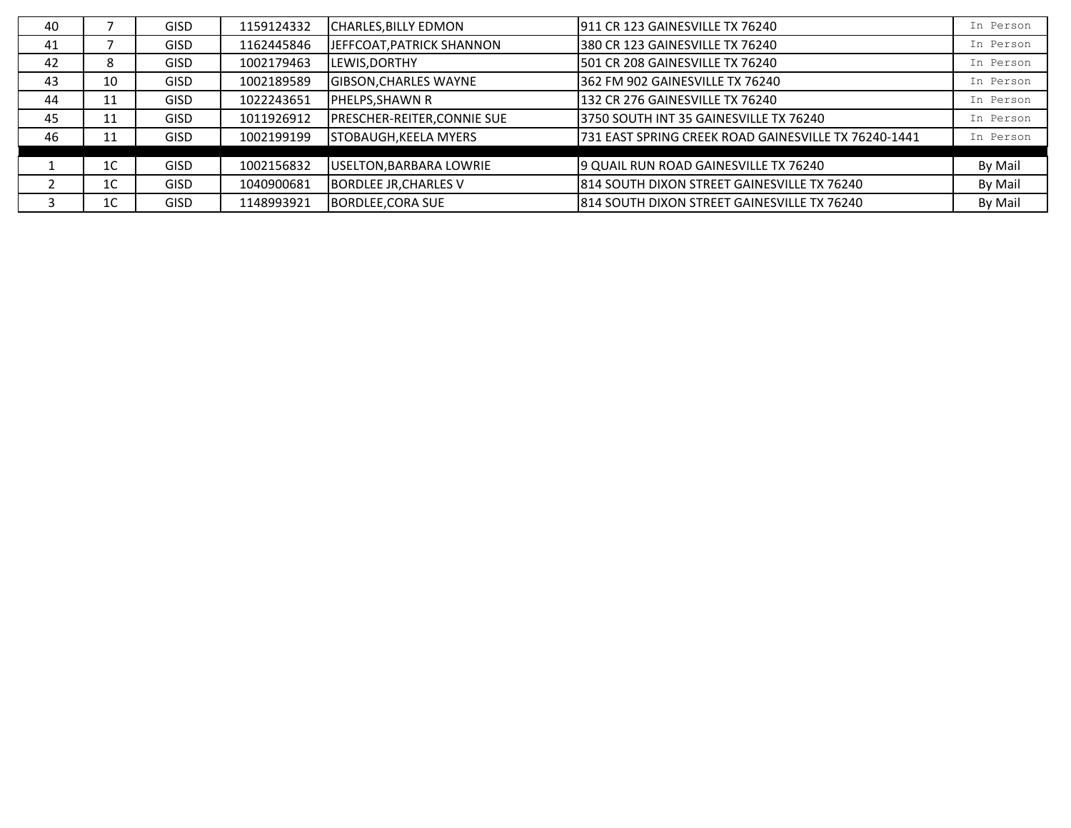| | | | | | | |
|---|---|---|---|---|---|---|
| 40 | 7 | GISD | 1159124332 | CHARLES,BILLY EDMON | 911 CR 123 GAINESVILLE TX 76240 | In Person |
| 41 | 7 | GISD | 1162445846 | JEFFCOAT,PATRICK SHANNON | 380 CR 123 GAINESVILLE TX 76240 | In Person |
| 42 | 8 | GISD | 1002179463 | LEWIS,DORTHY | 501 CR 208 GAINESVILLE TX 76240 | In Person |
| 43 | 10 | GISD | 1002189589 | GIBSON,CHARLES WAYNE | 362 FM 902 GAINESVILLE TX 76240 | In Person |
| 44 | 11 | GISD | 1022243651 | PHELPS,SHAWN R | 132 CR 276 GAINESVILLE TX 76240 | In Person |
| 45 | 11 | GISD | 1011926912 | PRESCHER-REITER,CONNIE SUE | 3750 SOUTH INT 35 GAINESVILLE TX 76240 | In Person |
| 46 | 11 | GISD | 1002199199 | STOBAUGH,KEELA MYERS | 731 EAST SPRING CREEK ROAD GAINESVILLE TX 76240-1441 | In Person |
| 1 | 1C | GISD | 1002156832 | USELTON,BARBARA LOWRIE | 9 QUAIL RUN ROAD GAINESVILLE TX 76240 | By Mail |
| 2 | 1C | GISD | 1040900681 | BORDLEE JR,CHARLES V | 814 SOUTH DIXON STREET GAINESVILLE TX 76240 | By Mail |
| 3 | 1C | GISD | 1148993921 | BORDLEE,CORA SUE | 814 SOUTH DIXON STREET GAINESVILLE TX 76240 | By Mail |